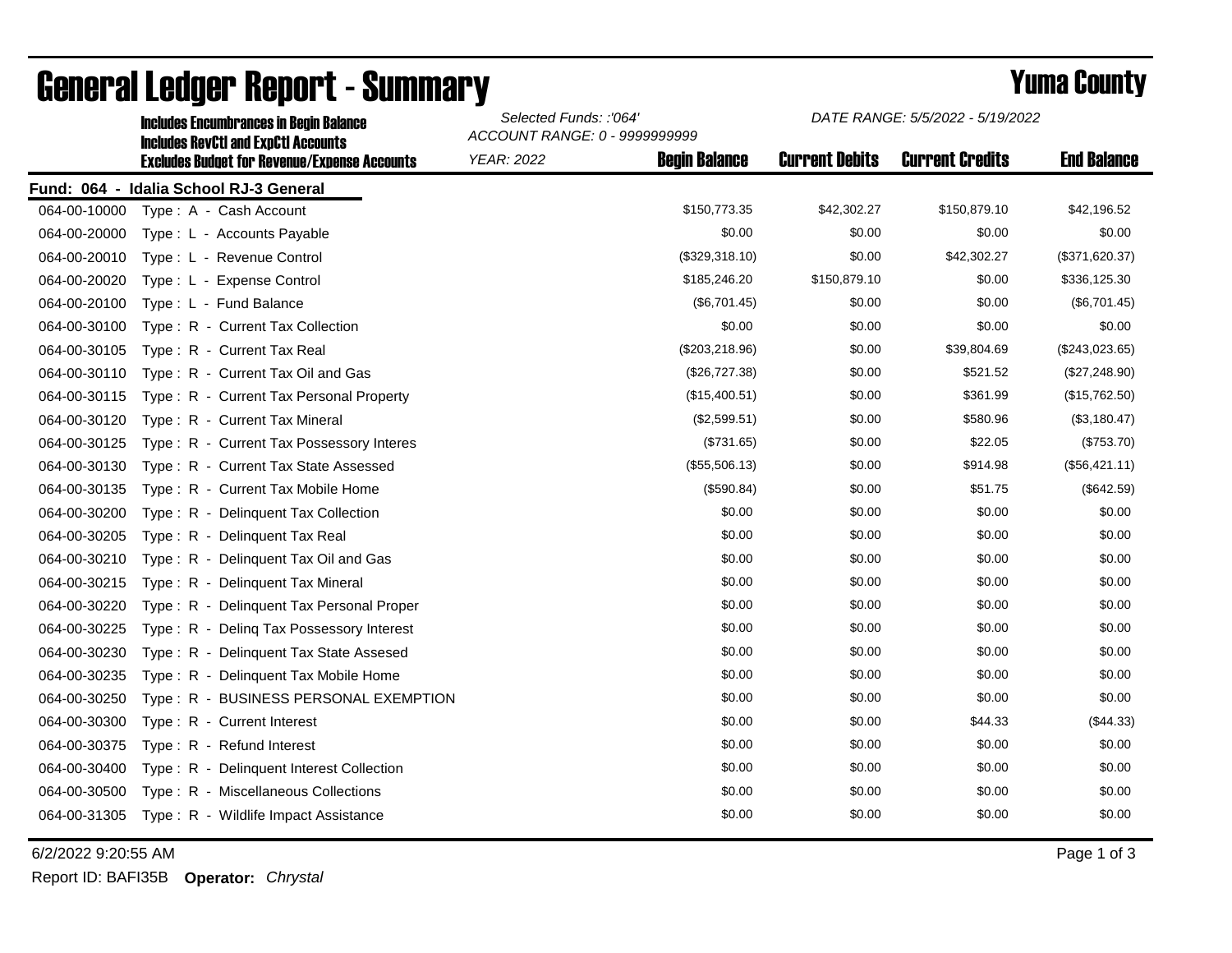# General Ledger Report - Summary

**Yuma County**

Includes Encumbrances in Begin Balance
Includes RevCtl and ExpCtl Accounts
Excludes Budget for Revenue/Expense Accounts

*Selected Funds: :'064'*
*ACCOUNT RANGE: 0 - 9999999999*
*YEAR: 2022*

*DATE RANGE: 5/5/2022 - 5/19/2022*

## Fund: 064 - Idalia School RJ-3 General

| Account | Description | Begin Balance | Current Debits | Current Credits | End Balance |
|---|---|---|---|---|---|
| 064-00-10000 | Type : A - Cash Account | $150,773.35 | $42,302.27 | $150,879.10 | $42,196.52 |
| 064-00-20000 | Type : L - Accounts Payable | $0.00 | $0.00 | $0.00 | $0.00 |
| 064-00-20010 | Type : L - Revenue Control | ($329,318.10) | $0.00 | $42,302.27 | ($371,620.37) |
| 064-00-20020 | Type : L - Expense Control | $185,246.20 | $150,879.10 | $0.00 | $336,125.30 |
| 064-00-20100 | Type : L - Fund Balance | ($6,701.45) | $0.00 | $0.00 | ($6,701.45) |
| 064-00-30100 | Type : R - Current Tax Collection | $0.00 | $0.00 | $0.00 | $0.00 |
| 064-00-30105 | Type : R - Current Tax Real | ($203,218.96) | $0.00 | $39,804.69 | ($243,023.65) |
| 064-00-30110 | Type : R - Current Tax Oil and Gas | ($26,727.38) | $0.00 | $521.52 | ($27,248.90) |
| 064-00-30115 | Type : R - Current Tax Personal Property | ($15,400.51) | $0.00 | $361.99 | ($15,762.50) |
| 064-00-30120 | Type : R - Current Tax Mineral | ($2,599.51) | $0.00 | $580.96 | ($3,180.47) |
| 064-00-30125 | Type : R - Current Tax Possessory Interes | ($731.65) | $0.00 | $22.05 | ($753.70) |
| 064-00-30130 | Type : R - Current Tax State Assessed | ($55,506.13) | $0.00 | $914.98 | ($56,421.11) |
| 064-00-30135 | Type : R - Current Tax Mobile Home | ($590.84) | $0.00 | $51.75 | ($642.59) |
| 064-00-30200 | Type : R - Delinquent Tax Collection | $0.00 | $0.00 | $0.00 | $0.00 |
| 064-00-30205 | Type : R - Delinquent Tax Real | $0.00 | $0.00 | $0.00 | $0.00 |
| 064-00-30210 | Type : R - Delinquent Tax Oil and Gas | $0.00 | $0.00 | $0.00 | $0.00 |
| 064-00-30215 | Type : R - Delinquent Tax Mineral | $0.00 | $0.00 | $0.00 | $0.00 |
| 064-00-30220 | Type : R - Delinquent Tax Personal Proper | $0.00 | $0.00 | $0.00 | $0.00 |
| 064-00-30225 | Type : R - Delinq Tax Possessory Interest | $0.00 | $0.00 | $0.00 | $0.00 |
| 064-00-30230 | Type : R - Delinquent Tax State Assesed | $0.00 | $0.00 | $0.00 | $0.00 |
| 064-00-30235 | Type : R - Delinquent Tax Mobile Home | $0.00 | $0.00 | $0.00 | $0.00 |
| 064-00-30250 | Type : R - BUSINESS PERSONAL EXEMPTION | $0.00 | $0.00 | $0.00 | $0.00 |
| 064-00-30300 | Type : R - Current Interest | $0.00 | $0.00 | $44.33 | ($44.33) |
| 064-00-30375 | Type : R - Refund Interest | $0.00 | $0.00 | $0.00 | $0.00 |
| 064-00-30400 | Type : R - Delinquent Interest Collection | $0.00 | $0.00 | $0.00 | $0.00 |
| 064-00-30500 | Type : R - Miscellaneous Collections | $0.00 | $0.00 | $0.00 | $0.00 |
| 064-00-31305 | Type : R - Wildlife Impact Assistance | $0.00 | $0.00 | $0.00 | $0.00 |

6/2/2022 9:20:55 AM

Report ID: BAFI35B **Operator:** *Chrystal*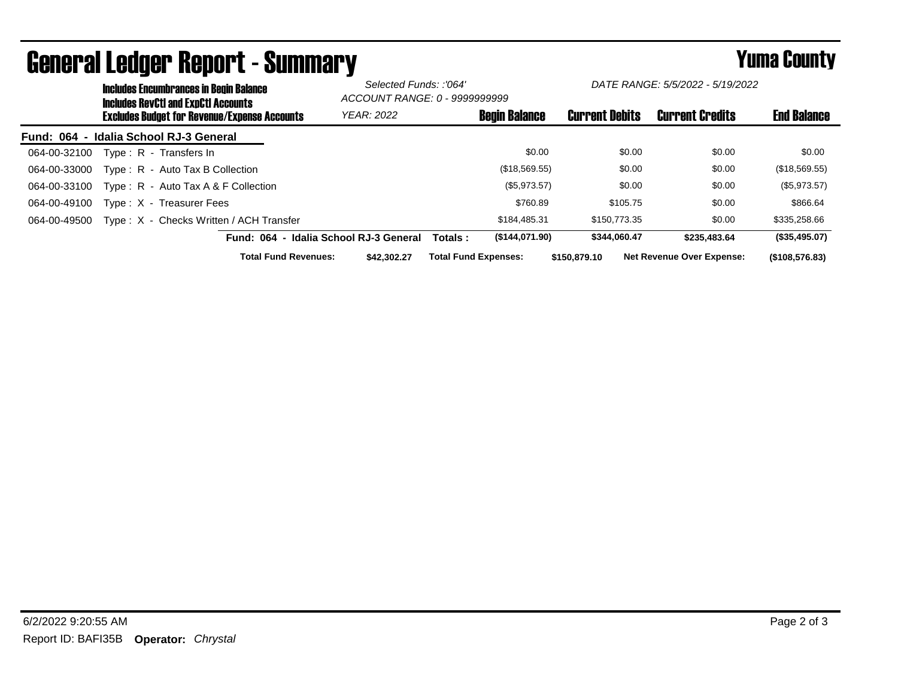# General Ledger Report - Summary

## Yuma County

**Includes Encumbrances in Begin Balance**
**Includes RevCtl and ExpCtl Accounts**
**Excludes Budget for Revenue/Expense Accounts**

*Selected Funds: :'064'*
*ACCOUNT RANGE: 0 - 9999999999*
*YEAR: 2022*

*DATE RANGE: 5/5/2022 - 5/19/2022*

**Fund: 064 - Idalia School RJ-3 General**

| Account | Description | Begin Balance | Current Debits | Current Credits | End Balance |
|---|---|---|---|---|---|
| 064-00-32100 | Type : R - Transfers In | $0.00 | $0.00 | $0.00 | $0.00 |
| 064-00-33000 | Type : R - Auto Tax B Collection | ($18,569.55) | $0.00 | $0.00 | ($18,569.55) |
| 064-00-33100 | Type : R - Auto Tax A & F Collection | ($5,973.57) | $0.00 | $0.00 | ($5,973.57) |
| 064-00-49100 | Type : X - Treasurer Fees | $760.89 | $105.75 | $0.00 | $866.64 |
| 064-00-49500 | Type : X - Checks Written / ACH Transfer | $184,485.31 | $150,773.35 | $0.00 | $335,258.66 |
| | **Fund: 064 - Idalia School RJ-3 General Totals :** | **($144,071.90)** | **$344,060.47** | **$235,483.64** | **($35,495.07)** |

**Total Fund Revenues:** $42,302.27 **Total Fund Expenses:** $150,879.10 **Net Revenue Over Expense:** ($108,576.83)

6/2/2022 9:20:55 AM
Report ID: BAFI35B **Operator:** *Chrystal*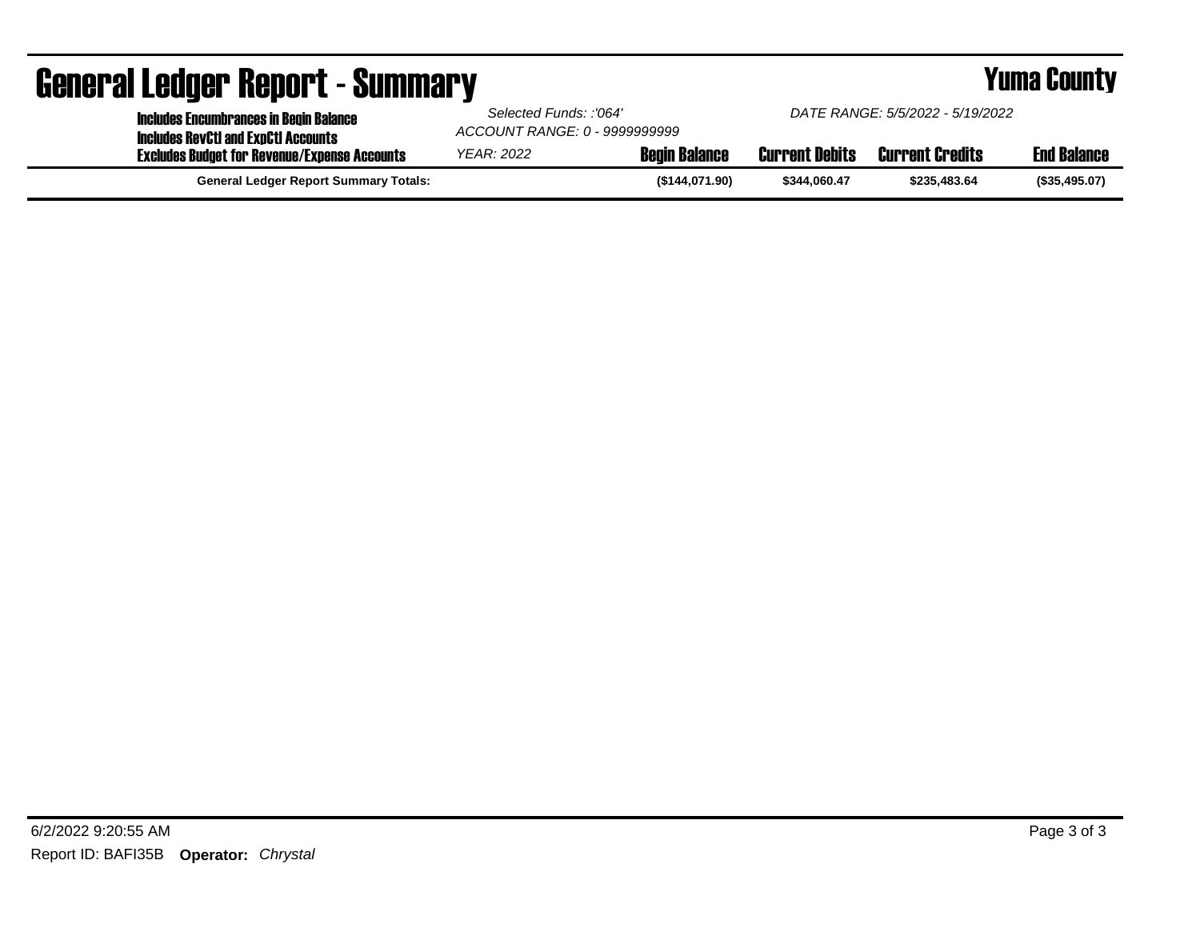# General Ledger Report - Summary

## Yuma County

**Includes Encumbrances in Begin Balance**
**Includes RevCtl and ExpCtl Accounts**
**Excludes Budget for Revenue/Expense Accounts**

*Selected Funds: :'064'*
*ACCOUNT RANGE: 0 - 9999999999*
*YEAR: 2022*

*DATE RANGE: 5/5/2022 - 5/19/2022*

| | Begin Balance | Current Debits | Current Credits | End Balance |
|---|---|---|---|---|
| **General Ledger Report Summary Totals:** | **($144,071.90)** | **$344,060.47** | **$235,483.64** | **($35,495.07)** |

6/2/2022 9:20:55 AM

Report ID: BAFI35B **Operator:** *Chrystal*